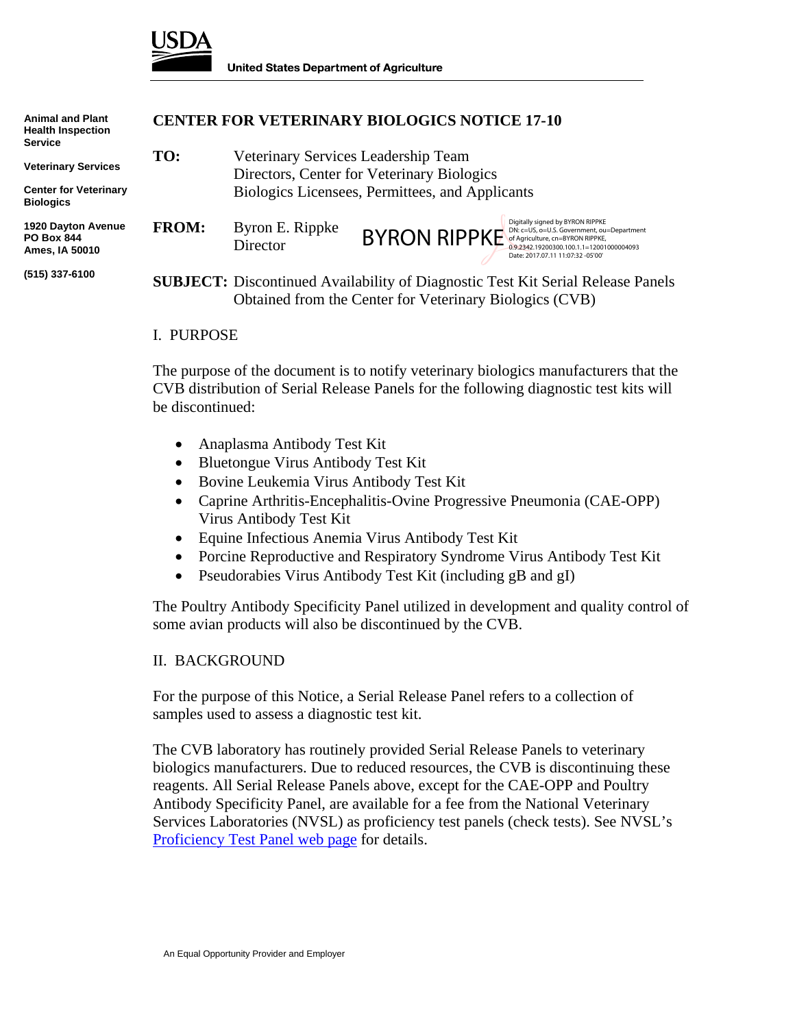USDA

United States Department of Agriculture

Animal and Plant Health Inspection Service

Veterinary Services

Center for Veterinary Biologics

1920 Dayton Avenue
PO Box 844
Ames, IA 50010

(515) 337-6100

# CENTER FOR VETERINARY BIOLOGICS NOTICE 17-10

**TO:** Veterinary Services Leadership Team
Directors, Center for Veterinary Biologics
Biologics Licensees, Permittees, and Applicants

**FROM:** Byron E. Rippke
Director

BYRON RIPPKE

Digitally signed by BYRON RIPPKE
DN: c=US, o=U.S. Government, ou=Department of Agriculture, cn=BYRON RIPPKE, 0.9.2342.19200300.100.1.1=12001000004093
Date: 2017.07.11 11:07:32 -05'00'

**SUBJECT:** Discontinued Availability of Diagnostic Test Kit Serial Release Panels Obtained from the Center for Veterinary Biologics (CVB)

## I. PURPOSE

The purpose of the document is to notify veterinary biologics manufacturers that the CVB distribution of Serial Release Panels for the following diagnostic test kits will be discontinued:

- Anaplasma Antibody Test Kit
- Bluetongue Virus Antibody Test Kit
- Bovine Leukemia Virus Antibody Test Kit
- Caprine Arthritis-Encephalitis-Ovine Progressive Pneumonia (CAE-OPP) Virus Antibody Test Kit
- Equine Infectious Anemia Virus Antibody Test Kit
- Porcine Reproductive and Respiratory Syndrome Virus Antibody Test Kit
- Pseudorabies Virus Antibody Test Kit (including gB and gI)

The Poultry Antibody Specificity Panel utilized in development and quality control of some avian products will also be discontinued by the CVB.

## II. BACKGROUND

For the purpose of this Notice, a Serial Release Panel refers to a collection of samples used to assess a diagnostic test kit.

The CVB laboratory has routinely provided Serial Release Panels to veterinary biologics manufacturers. Due to reduced resources, the CVB is discontinuing these reagents. All Serial Release Panels above, except for the CAE-OPP and Poultry Antibody Specificity Panel, are available for a fee from the National Veterinary Services Laboratories (NVSL) as proficiency test panels (check tests). See NVSL's Proficiency Test Panel web page for details.

An Equal Opportunity Provider and Employer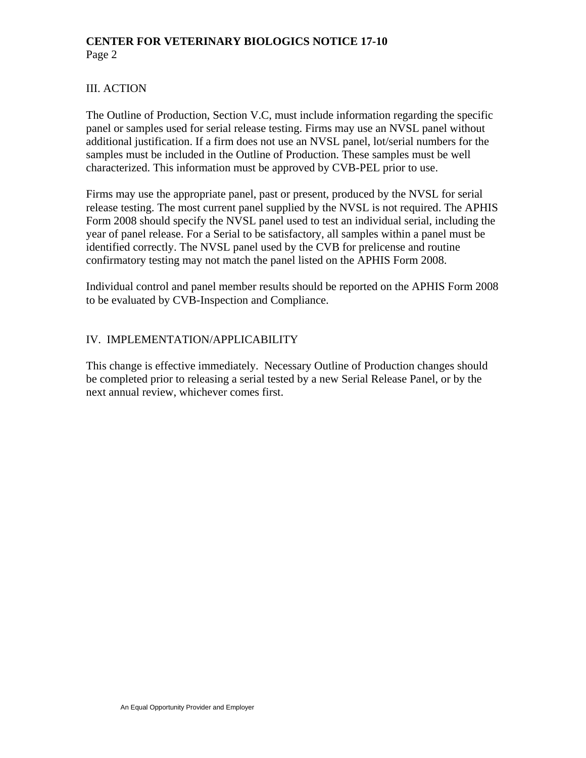## III. ACTION

The Outline of Production, Section V.C, must include information regarding the specific panel or samples used for serial release testing. Firms may use an NVSL panel without additional justification. If a firm does not use an NVSL panel, lot/serial numbers for the samples must be included in the Outline of Production. These samples must be well characterized. This information must be approved by CVB-PEL prior to use.

Firms may use the appropriate panel, past or present, produced by the NVSL for serial release testing. The most current panel supplied by the NVSL is not required. The APHIS Form 2008 should specify the NVSL panel used to test an individual serial, including the year of panel release. For a Serial to be satisfactory, all samples within a panel must be identified correctly. The NVSL panel used by the CVB for prelicense and routine confirmatory testing may not match the panel listed on the APHIS Form 2008.

Individual control and panel member results should be reported on the APHIS Form 2008 to be evaluated by CVB-Inspection and Compliance.

## IV. IMPLEMENTATION/APPLICABILITY

This change is effective immediately. Necessary Outline of Production changes should be completed prior to releasing a serial tested by a new Serial Release Panel, or by the next annual review, whichever comes first.